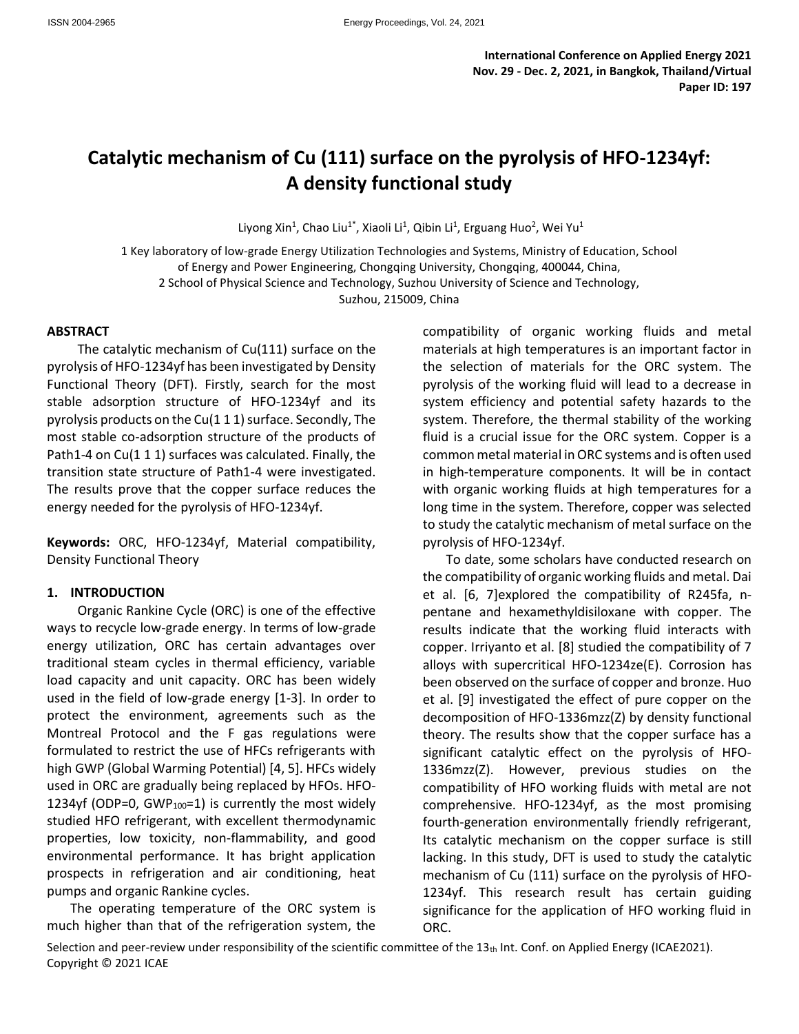**International Conference on Applied Energy 2021**
**Nov. 29 - Dec. 2, 2021, in Bangkok, Thailand/Virtual**
**Paper ID: 197**

# Catalytic mechanism of Cu (111) surface on the pyrolysis of HFO-1234yf: A density functional study

Liyong Xin[1], Chao Liu[1*], Xiaoli Li[1], Qibin Li[1], Erguang Huo[2], Wei Yu[1]

1 Key laboratory of low-grade Energy Utilization Technologies and Systems, Ministry of Education, School of Energy and Power Engineering, Chongqing University, Chongqing, 400044, China,
2 School of Physical Science and Technology, Suzhou University of Science and Technology, Suzhou, 215009, China

## ABSTRACT

The catalytic mechanism of Cu(111) surface on the pyrolysis of HFO-1234yf has been investigated by Density Functional Theory (DFT). Firstly, search for the most stable adsorption structure of HFO-1234yf and its pyrolysis products on the Cu(1 1 1) surface. Secondly, The most stable co-adsorption structure of the products of Path1-4 on Cu(1 1 1) surfaces was calculated. Finally, the transition state structure of Path1-4 were investigated. The results prove that the copper surface reduces the energy needed for the pyrolysis of HFO-1234yf.

**Keywords:** ORC, HFO-1234yf, Material compatibility, Density Functional Theory

## 1. INTRODUCTION

Organic Rankine Cycle (ORC) is one of the effective ways to recycle low-grade energy. In terms of low-grade energy utilization, ORC has certain advantages over traditional steam cycles in thermal efficiency, variable load capacity and unit capacity. ORC has been widely used in the field of low-grade energy [1-3]. In order to protect the environment, agreements such as the Montreal Protocol and the F gas regulations were formulated to restrict the use of HFCs refrigerants with high GWP (Global Warming Potential) [4, 5]. HFCs widely used in ORC are gradually being replaced by HFOs. HFO-1234yf (ODP=0, $GWP_{100}$=1) is currently the most widely studied HFO refrigerant, with excellent thermodynamic properties, low toxicity, non-flammability, and good environmental performance. It has bright application prospects in refrigeration and air conditioning, heat pumps and organic Rankine cycles.

The operating temperature of the ORC system is much higher than that of the refrigeration system, the compatibility of organic working fluids and metal materials at high temperatures is an important factor in the selection of materials for the ORC system. The pyrolysis of the working fluid will lead to a decrease in system efficiency and potential safety hazards to the system. Therefore, the thermal stability of the working fluid is a crucial issue for the ORC system. Copper is a common metal material in ORC systems and is often used in high-temperature components. It will be in contact with organic working fluids at high temperatures for a long time in the system. Therefore, copper was selected to study the catalytic mechanism of metal surface on the pyrolysis of HFO-1234yf.

To date, some scholars have conducted research on the compatibility of organic working fluids and metal. Dai et al. [6, 7]explored the compatibility of R245fa, n-pentane and hexamethyldisiloxane with copper. The results indicate that the working fluid interacts with copper. Irriyanto et al. [8] studied the compatibility of 7 alloys with supercritical HFO-1234ze(E). Corrosion has been observed on the surface of copper and bronze. Huo et al. [9] investigated the effect of pure copper on the decomposition of HFO-1336mzz(Z) by density functional theory. The results show that the copper surface has a significant catalytic effect on the pyrolysis of HFO-1336mzz(Z). However, previous studies on the compatibility of HFO working fluids with metal are not comprehensive. HFO-1234yf, as the most promising fourth-generation environmentally friendly refrigerant, Its catalytic mechanism on the copper surface is still lacking. In this study, DFT is used to study the catalytic mechanism of Cu (111) surface on the pyrolysis of HFO-1234yf. This research result has certain guiding significance for the application of HFO working fluid in ORC.

Selection and peer-review under responsibility of the scientific committee of the 13th Int. Conf. on Applied Energy (ICAE2021).
Copyright © 2021 ICAE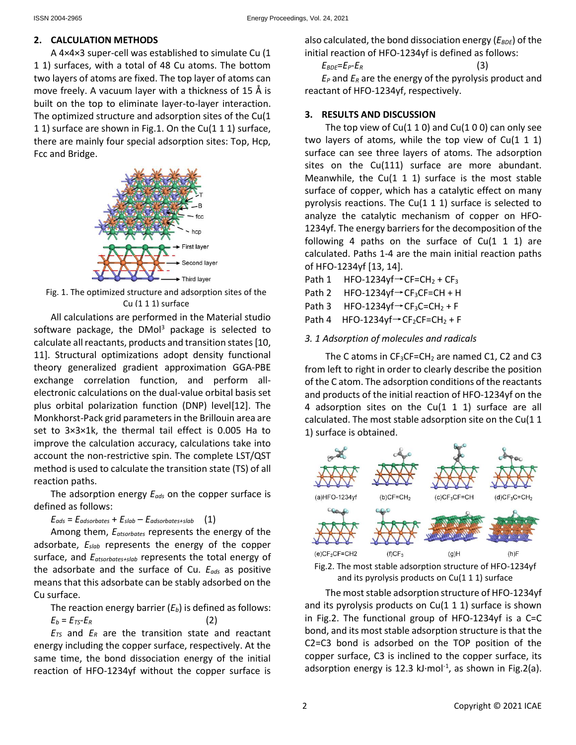## 2. CALCULATION METHODS

A 4×4×3 super-cell was established to simulate Cu (1 1 1) surfaces, with a total of 48 Cu atoms. The bottom two layers of atoms are fixed. The top layer of atoms can move freely. A vacuum layer with a thickness of 15 Å is built on the top to eliminate layer-to-layer interaction. The optimized structure and adsorption sites of the Cu(1 1 1) surface are shown in Fig.1. On the Cu(1 1 1) surface, there are mainly four special adsorption sites: Top, Hcp, Fcc and Bridge.

Fig. 1. The optimized structure and adsorption sites of the Cu (1 1 1) surface

All calculations are performed in the Material studio software package, the DMol[3] package is selected to calculate all reactants, products and transition states [10, 11]. Structural optimizations adopt density functional theory generalized gradient approximation GGA-PBE exchange correlation function, and perform all-electronic calculations on the dual-value orbital basis set plus orbital polarization function (DNP) level[12]. The Monkhorst-Pack grid parameters in the Brillouin area are set to 3×3×1k, the thermal tail effect is 0.005 Ha to improve the calculation accuracy, calculations take into account the non-restrictive spin. The complete LST/QST method is used to calculate the transition state (TS) of all reaction paths.

The adsorption energy $E_{ads}$ on the copper surface is defined as follows:

$$E_{ads} = E_{adsorbates} + E_{slab} - E_{adsorbates+slab} \quad (1)$$

Among them, $E_{atsorbates}$ represents the energy of the adsorbate, $E_{slab}$ represents the energy of the copper surface, and $E_{atsorbates+slab}$ represents the total energy of the adsorbate and the surface of Cu. $E_{ads}$ as positive means that this adsorbate can be stably adsorbed on the Cu surface.

The reaction energy barrier ($E_b$) is defined as follows:

$$E_b = E_{TS} - E_R \quad (2)$$

$E_{TS}$ and $E_R$ are the transition state and reactant energy including the copper surface, respectively. At the same time, the bond dissociation energy of the initial reaction of HFO-1234yf without the copper surface is also calculated, the bond dissociation energy ($E_{BDE}$) of the initial reaction of HFO-1234yf is defined as follows:

$$E_{BDE} = E_P - E_R \quad (3)$$

$E_P$ and $E_R$ are the energy of the pyrolysis product and reactant of HFO-1234yf, respectively.

## 3. RESULTS AND DISCUSSION

The top view of Cu(1 1 0) and Cu(1 0 0) can only see two layers of atoms, while the top view of Cu(1 1 1) surface can see three layers of atoms. The adsorption sites on the Cu(111) surface are more abundant. Meanwhile, the Cu(1 1 1) surface is the most stable surface of copper, which has a catalytic effect on many pyrolysis reactions. The Cu(1 1 1) surface is selected to analyze the catalytic mechanism of copper on HFO-1234yf. The energy barriers for the decomposition of the following 4 paths on the surface of Cu(1 1 1) are calculated. Paths 1-4 are the main initial reaction paths of HFO-1234yf [13, 14].

Path 1 HFO-1234yf→$CF{=}CH_2$ + $CF_3$

Path 2 HFO-1234yf→$CF_3CF{=}CH$ + H

Path 3 HFO-1234yf→$CF_3C{=}CH_2$ + F

Path 4 HFO-1234yf→$CF_2CF{=}CH_2$ + F

### *3. 1 Adsorption of molecules and radicals*

The C atoms in $CF_3CF{=}CH_2$ are named C1, C2 and C3 from left to right in order to clearly describe the position of the C atom. The adsorption conditions of the reactants and products of the initial reaction of HFO-1234yf on the 4 adsorption sites on the Cu(1 1 1) surface are all calculated. The most stable adsorption site on the Cu(1 1 1) surface is obtained.

(a)HFO-1234yf (b)$CF{=}CH_2$ (c)$CF_3CF{=}CH$ (d)$CF_3C{=}CH_2$ (e)$CF_2CF{=}CH2$ (f)$CF_3$ (g)H (h)F

Fig.2. The most stable adsorption structure of HFO-1234yf and its pyrolysis products on Cu(1 1 1) surface

The most stable adsorption structure of HFO-1234yf and its pyrolysis products on Cu(1 1 1) surface is shown in Fig.2. The functional group of HFO-1234yf is a C=C bond, and its most stable adsorption structure is that the C2=C3 bond is adsorbed on the TOP position of the copper surface, C3 is inclined to the copper surface, its adsorption energy is 12.3 kJ·mol$^{-1}$, as shown in Fig.2(a).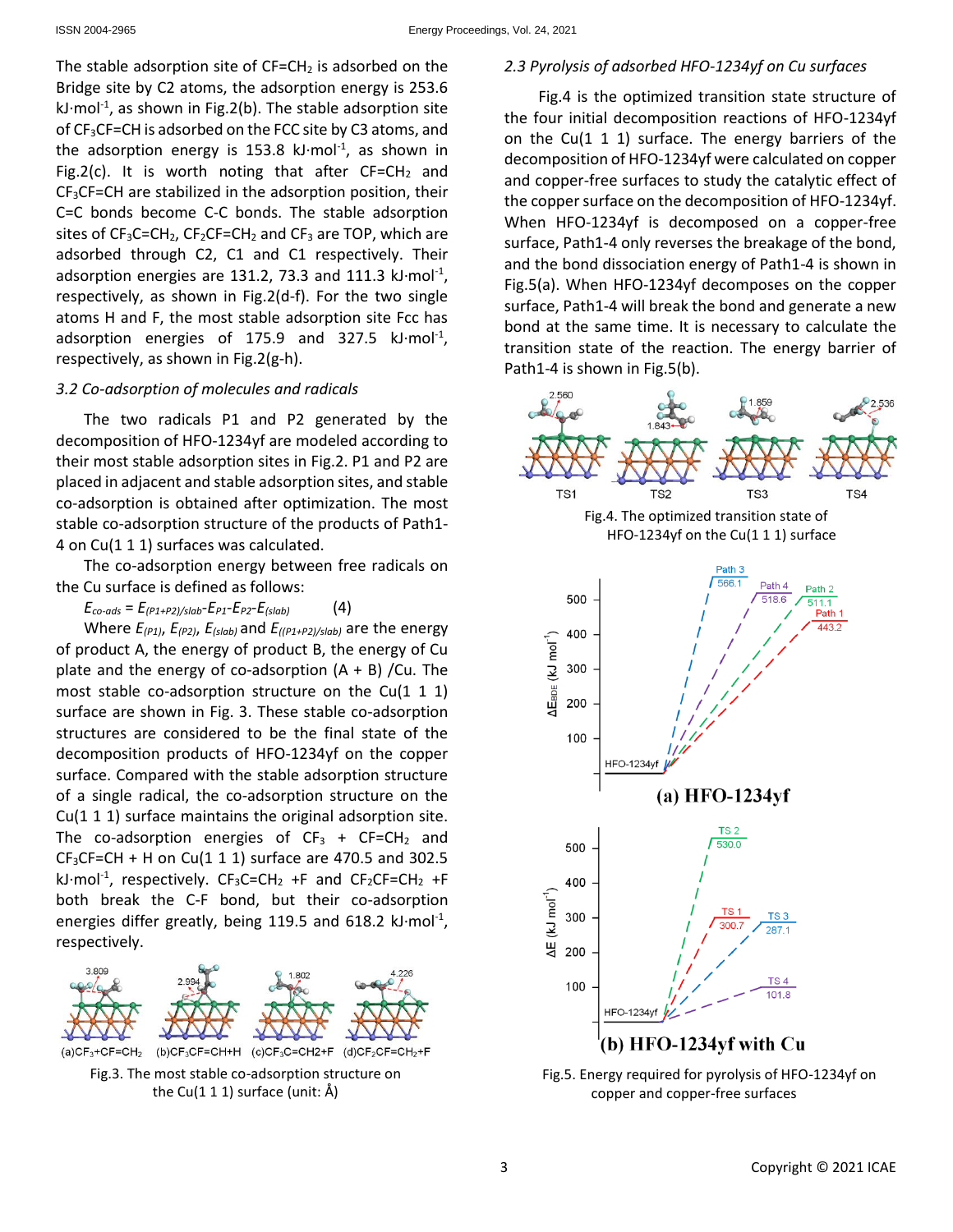The stable adsorption site of $CF=CH_2$ is adsorbed on the Bridge site by C2 atoms, the adsorption energy is 253.6 $kJ \cdot mol^{-1}$, as shown in Fig.2(b). The stable adsorption site of $CF_3CF=CH$ is adsorbed on the FCC site by C3 atoms, and the adsorption energy is 153.8 $kJ \cdot mol^{-1}$, as shown in Fig.2(c). It is worth noting that after $CF=CH_2$ and $CF_3CF=CH$ are stabilized in the adsorption position, their C=C bonds become C-C bonds. The stable adsorption sites of $CF_3C=CH_2$, $CF_2CF=CH_2$ and $CF_3$ are TOP, which are adsorbed through C2, C1 and C1 respectively. Their adsorption energies are 131.2, 73.3 and 111.3 $kJ \cdot mol^{-1}$, respectively, as shown in Fig.2(d-f). For the two single atoms H and F, the most stable adsorption site Fcc has adsorption energies of 175.9 and 327.5 $kJ \cdot mol^{-1}$, respectively, as shown in Fig.2(g-h).

### *3.2 Co-adsorption of molecules and radicals*

The two radicals P1 and P2 generated by the decomposition of HFO-1234yf are modeled according to their most stable adsorption sites in Fig.2. P1 and P2 are placed in adjacent and stable adsorption sites, and stable co-adsorption is obtained after optimization. The most stable co-adsorption structure of the products of Path1-4 on Cu(1 1 1) surfaces was calculated.

The co-adsorption energy between free radicals on the Cu surface is defined as follows:

$$E_{co\text{-}ads} = E_{(P1+P2)/slab} - E_{P1} - E_{P2} - E_{(slab)} \quad (4)$$

Where $E_{(P1)}$, $E_{(P2)}$, $E_{(slab)}$ and $E_{((P1+P2)/slab)}$ are the energy of product A, the energy of product B, the energy of Cu plate and the energy of co-adsorption (A + B) /Cu. The most stable co-adsorption structure on the Cu(1 1 1) surface are shown in Fig. 3. These stable co-adsorption structures are considered to be the final state of the decomposition products of HFO-1234yf on the copper surface. Compared with the stable adsorption structure of a single radical, the co-adsorption structure on the Cu(1 1 1) surface maintains the original adsorption site. The co-adsorption energies of $CF_3$ + $CF=CH_2$ and $CF_3CF=CH$ + H on Cu(1 1 1) surface are 470.5 and 302.5 $kJ \cdot mol^{-1}$, respectively. $CF_3C=CH_2$ +F and $CF_2CF=CH_2$ +F both break the C-F bond, but their co-adsorption energies differ greatly, being 119.5 and 618.2 $kJ \cdot mol^{-1}$, respectively.

(a)$CF_3$+$CF=CH_2$ (b)$CF_3CF=CH$+H (c)$CF_3C=CH2$+F (d)$CF_2CF=CH_2$+F

Fig.3. The most stable co-adsorption structure on the Cu(1 1 1) surface (unit: Å)

### *2.3 Pyrolysis of adsorbed HFO-1234yf on Cu surfaces*

Fig.4 is the optimized transition state structure of the four initial decomposition reactions of HFO-1234yf on the Cu(1 1 1) surface. The energy barriers of the decomposition of HFO-1234yf were calculated on copper and copper-free surfaces to study the catalytic effect of the copper surface on the decomposition of HFO-1234yf. When HFO-1234yf is decomposed on a copper-free surface, Path1-4 only reverses the breakage of the bond, and the bond dissociation energy of Path1-4 is shown in Fig.5(a). When HFO-1234yf decomposes on the copper surface, Path1-4 will break the bond and generate a new bond at the same time. It is necessary to calculate the transition state of the reaction. The energy barrier of Path1-4 is shown in Fig.5(b).

Fig.4. The optimized transition state of HFO-1234yf on the Cu(1 1 1) surface

Fig.5. Energy required for pyrolysis of HFO-1234yf on copper and copper-free surfaces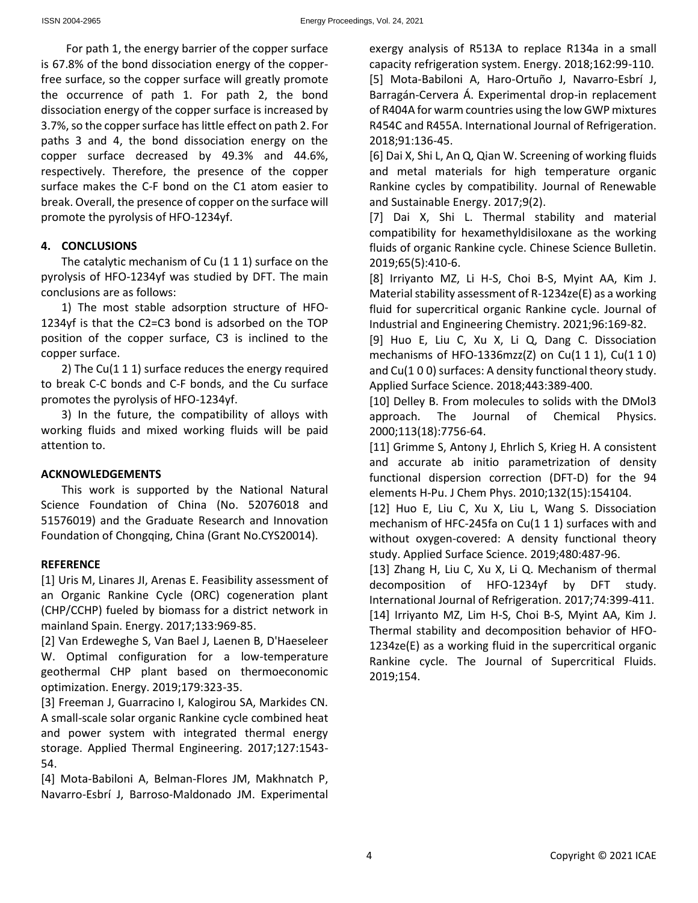For path 1, the energy barrier of the copper surface is 67.8% of the bond dissociation energy of the copper-free surface, so the copper surface will greatly promote the occurrence of path 1. For path 2, the bond dissociation energy of the copper surface is increased by 3.7%, so the copper surface has little effect on path 2. For paths 3 and 4, the bond dissociation energy on the copper surface decreased by 49.3% and 44.6%, respectively. Therefore, the presence of the copper surface makes the C-F bond on the C1 atom easier to break. Overall, the presence of copper on the surface will promote the pyrolysis of HFO-1234yf.

## 4. CONCLUSIONS

The catalytic mechanism of Cu (1 1 1) surface on the pyrolysis of HFO-1234yf was studied by DFT. The main conclusions are as follows:

1) The most stable adsorption structure of HFO-1234yf is that the C2=C3 bond is adsorbed on the TOP position of the copper surface, C3 is inclined to the copper surface.

2) The Cu(1 1 1) surface reduces the energy required to break C-C bonds and C-F bonds, and the Cu surface promotes the pyrolysis of HFO-1234yf.

3) In the future, the compatibility of alloys with working fluids and mixed working fluids will be paid attention to.

## ACKNOWLEDGEMENTS

This work is supported by the National Natural Science Foundation of China (No. 52076018 and 51576019) and the Graduate Research and Innovation Foundation of Chongqing, China (Grant No.CYS20014).

## REFERENCE

[1] Uris M, Linares JI, Arenas E. Feasibility assessment of an Organic Rankine Cycle (ORC) cogeneration plant (CHP/CCHP) fueled by biomass for a district network in mainland Spain. Energy. 2017;133:969-85.

[2] Van Erdeweghe S, Van Bael J, Laenen B, D'Haeseleer W. Optimal configuration for a low-temperature geothermal CHP plant based on thermoeconomic optimization. Energy. 2019;179:323-35.

[3] Freeman J, Guarracino I, Kalogirou SA, Markides CN. A small-scale solar organic Rankine cycle combined heat and power system with integrated thermal energy storage. Applied Thermal Engineering. 2017;127:1543-54.

[4] Mota-Babiloni A, Belman-Flores JM, Makhnatch P, Navarro-Esbrí J, Barroso-Maldonado JM. Experimental exergy analysis of R513A to replace R134a in a small capacity refrigeration system. Energy. 2018;162:99-110.

[5] Mota-Babiloni A, Haro-Ortuño J, Navarro-Esbrí J, Barragán-Cervera Á. Experimental drop-in replacement of R404A for warm countries using the low GWP mixtures R454C and R455A. International Journal of Refrigeration. 2018;91:136-45.

[6] Dai X, Shi L, An Q, Qian W. Screening of working fluids and metal materials for high temperature organic Rankine cycles by compatibility. Journal of Renewable and Sustainable Energy. 2017;9(2).

[7] Dai X, Shi L. Thermal stability and material compatibility for hexamethyldisiloxane as the working fluids of organic Rankine cycle. Chinese Science Bulletin. 2019;65(5):410-6.

[8] Irriyanto MZ, Li H-S, Choi B-S, Myint AA, Kim J. Material stability assessment of R-1234ze(E) as a working fluid for supercritical organic Rankine cycle. Journal of Industrial and Engineering Chemistry. 2021;96:169-82.

[9] Huo E, Liu C, Xu X, Li Q, Dang C. Dissociation mechanisms of HFO-1336mzz(Z) on Cu(1 1 1), Cu(1 1 0) and Cu(1 0 0) surfaces: A density functional theory study. Applied Surface Science. 2018;443:389-400.

[10] Delley B. From molecules to solids with the DMol3 approach. The Journal of Chemical Physics. 2000;113(18):7756-64.

[11] Grimme S, Antony J, Ehrlich S, Krieg H. A consistent and accurate ab initio parametrization of density functional dispersion correction (DFT-D) for the 94 elements H-Pu. J Chem Phys. 2010;132(15):154104.

[12] Huo E, Liu C, Xu X, Liu L, Wang S. Dissociation mechanism of HFC-245fa on Cu(1 1 1) surfaces with and without oxygen-covered: A density functional theory study. Applied Surface Science. 2019;480:487-96.

[13] Zhang H, Liu C, Xu X, Li Q. Mechanism of thermal decomposition of HFO-1234yf by DFT study. International Journal of Refrigeration. 2017;74:399-411.

[14] Irriyanto MZ, Lim H-S, Choi B-S, Myint AA, Kim J. Thermal stability and decomposition behavior of HFO-1234ze(E) as a working fluid in the supercritical organic Rankine cycle. The Journal of Supercritical Fluids. 2019;154.